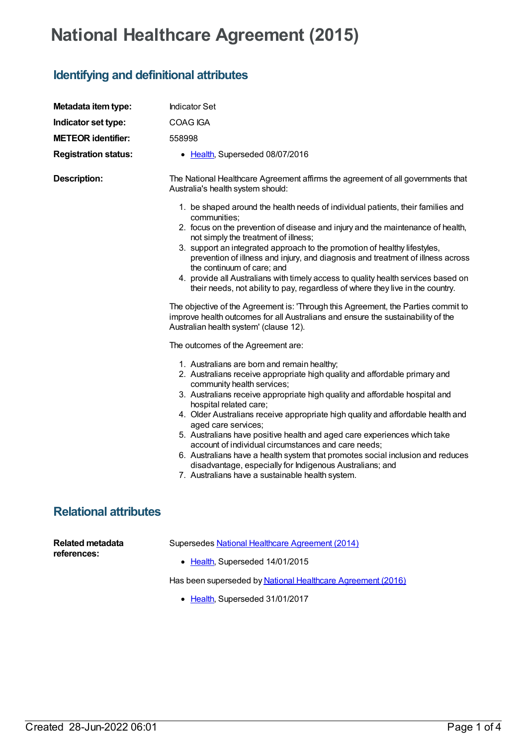# National Healthcare Agreement (2015)

## Identifying and definitional attributes

**Metadata item type:** Indicator Set

**Indicator set type:** COAG IGA

**METEOR identifier:** 558998

**Registration status:**

- Health, Superseded 08/07/2016

**Description:**

The National Healthcare Agreement affirms the agreement of all governments that Australia's health system should:

1. be shaped around the health needs of individual patients, their families and communities;
2. focus on the prevention of disease and injury and the maintenance of health, not simply the treatment of illness;
3. support an integrated approach to the promotion of healthy lifestyles, prevention of illness and injury, and diagnosis and treatment of illness across the continuum of care; and
4. provide all Australians with timely access to quality health services based on their needs, not ability to pay, regardless of where they live in the country.

The objective of the Agreement is: 'Through this Agreement, the Parties commit to improve health outcomes for all Australians and ensure the sustainability of the Australian health system' (clause 12).

The outcomes of the Agreement are:

1. Australians are born and remain healthy;
2. Australians receive appropriate high quality and affordable primary and community health services;
3. Australians receive appropriate high quality and affordable hospital and hospital related care;
4. Older Australians receive appropriate high quality and affordable health and aged care services;
5. Australians have positive health and aged care experiences which take account of individual circumstances and care needs;
6. Australians have a health system that promotes social inclusion and reduces disadvantage, especially for Indigenous Australians; and
7. Australians have a sustainable health system.

## Relational attributes

**Related metadata references:**

Supersedes National Healthcare Agreement (2014)

- Health, Superseded 14/01/2015

Has been superseded by National Healthcare Agreement (2016)

- Health, Superseded 31/01/2017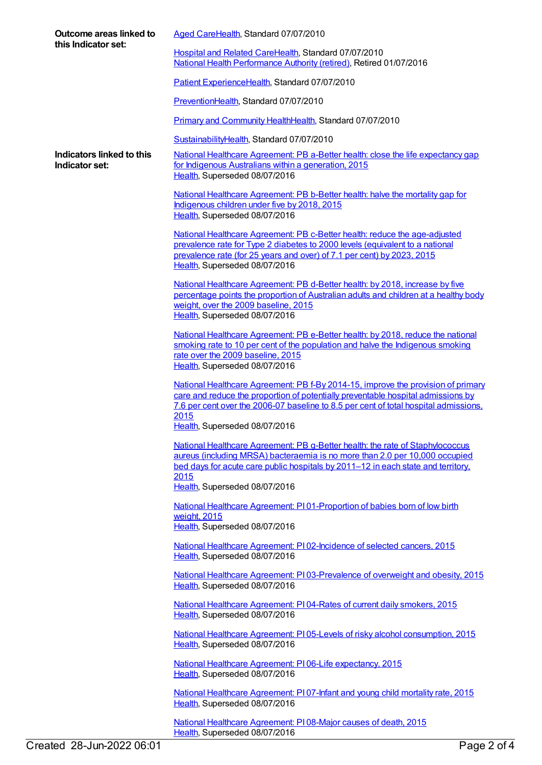**Outcome areas linked to this Indicator set:**

Aged CareHealth, Standard 07/07/2010

Hospital and Related CareHealth, Standard 07/07/2010
National Health Performance Authority (retired), Retired 01/07/2016

Patient ExperienceHealth, Standard 07/07/2010

PreventionHealth, Standard 07/07/2010

Primary and Community HealthHealth, Standard 07/07/2010

SustainabilityHealth, Standard 07/07/2010

**Indicators linked to this Indicator set:**

National Healthcare Agreement: PB a-Better health: close the life expectancy gap for Indigenous Australians within a generation, 2015
Health, Superseded 08/07/2016

National Healthcare Agreement: PB b-Better health: halve the mortality gap for Indigenous children under five by 2018, 2015
Health, Superseded 08/07/2016

National Healthcare Agreement: PB c-Better health: reduce the age-adjusted prevalence rate for Type 2 diabetes to 2000 levels (equivalent to a national prevalence rate (for 25 years and over) of 7.1 per cent) by 2023, 2015
Health, Superseded 08/07/2016

National Healthcare Agreement: PB d-Better health: by 2018, increase by five percentage points the proportion of Australian adults and children at a healthy body weight, over the 2009 baseline, 2015
Health, Superseded 08/07/2016

National Healthcare Agreement: PB e-Better health: by 2018, reduce the national smoking rate to 10 per cent of the population and halve the Indigenous smoking rate over the 2009 baseline, 2015
Health, Superseded 08/07/2016

National Healthcare Agreement: PB f-By 2014-15, improve the provision of primary care and reduce the proportion of potentially preventable hospital admissions by 7.6 per cent over the 2006-07 baseline to 8.5 per cent of total hospital admissions, 2015
Health, Superseded 08/07/2016

National Healthcare Agreement: PB g-Better health: the rate of Staphylococcus aureus (including MRSA) bacteraemia is no more than 2.0 per 10,000 occupied bed days for acute care public hospitals by 2011–12 in each state and territory, 2015
Health, Superseded 08/07/2016

National Healthcare Agreement: PI 01-Proportion of babies born of low birth weight, 2015
Health, Superseded 08/07/2016

National Healthcare Agreement: PI 02-Incidence of selected cancers, 2015
Health, Superseded 08/07/2016

National Healthcare Agreement: PI 03-Prevalence of overweight and obesity, 2015
Health, Superseded 08/07/2016

National Healthcare Agreement: PI 04-Rates of current daily smokers, 2015
Health, Superseded 08/07/2016

National Healthcare Agreement: PI 05-Levels of risky alcohol consumption, 2015
Health, Superseded 08/07/2016

National Healthcare Agreement: PI 06-Life expectancy, 2015
Health, Superseded 08/07/2016

National Healthcare Agreement: PI 07-Infant and young child mortality rate, 2015
Health, Superseded 08/07/2016

National Healthcare Agreement: PI 08-Major causes of death, 2015
Health, Superseded 08/07/2016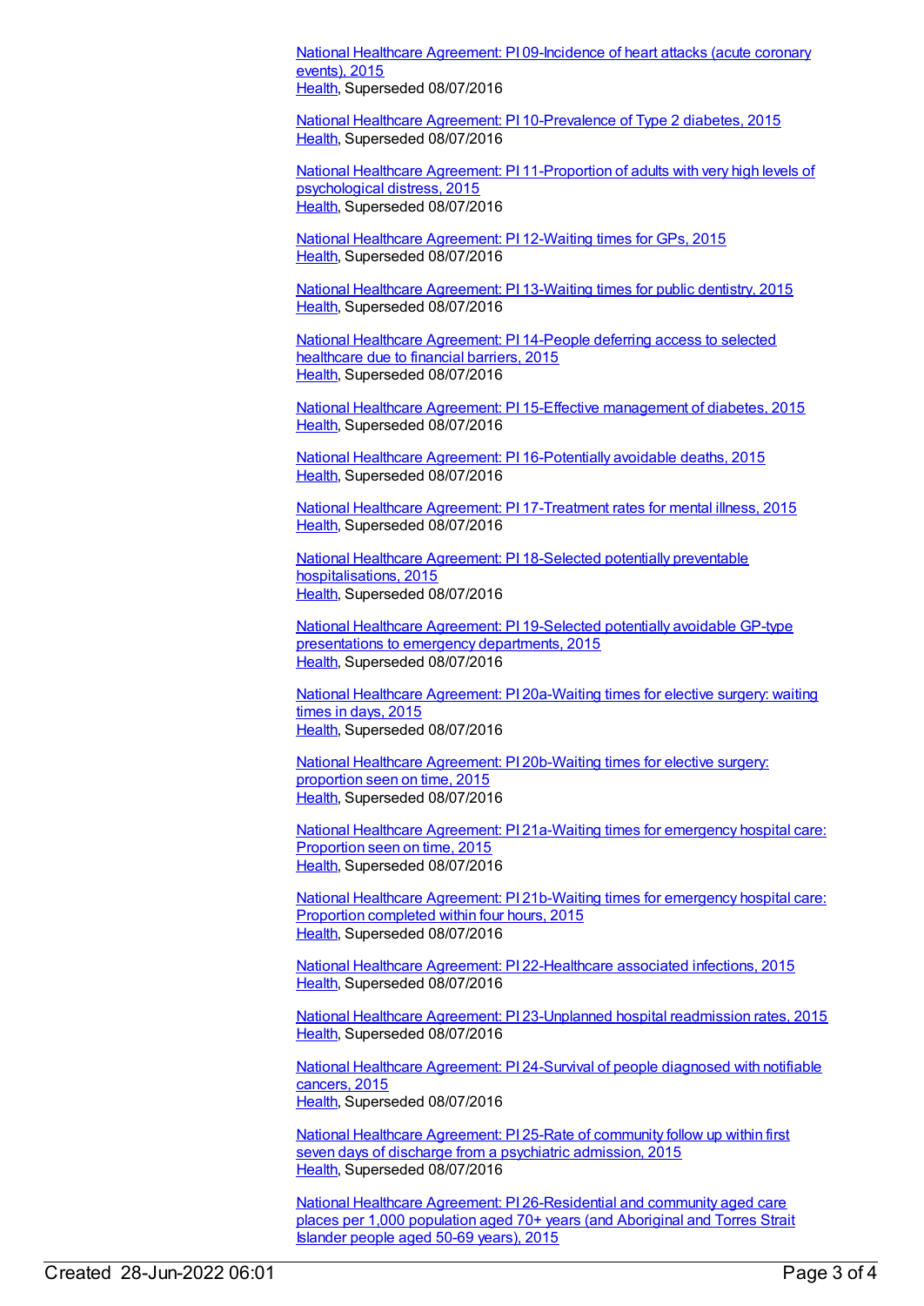National Healthcare Agreement: PI 09-Incidence of heart attacks (acute coronary events), 2015
Health, Superseded 08/07/2016

National Healthcare Agreement: PI 10-Prevalence of Type 2 diabetes, 2015
Health, Superseded 08/07/2016

National Healthcare Agreement: PI 11-Proportion of adults with very high levels of psychological distress, 2015
Health, Superseded 08/07/2016

National Healthcare Agreement: PI 12-Waiting times for GPs, 2015
Health, Superseded 08/07/2016

National Healthcare Agreement: PI 13-Waiting times for public dentistry, 2015
Health, Superseded 08/07/2016

National Healthcare Agreement: PI 14-People deferring access to selected healthcare due to financial barriers, 2015
Health, Superseded 08/07/2016

National Healthcare Agreement: PI 15-Effective management of diabetes, 2015
Health, Superseded 08/07/2016

National Healthcare Agreement: PI 16-Potentially avoidable deaths, 2015
Health, Superseded 08/07/2016

National Healthcare Agreement: PI 17-Treatment rates for mental illness, 2015
Health, Superseded 08/07/2016

National Healthcare Agreement: PI 18-Selected potentially preventable hospitalisations, 2015
Health, Superseded 08/07/2016

National Healthcare Agreement: PI 19-Selected potentially avoidable GP-type presentations to emergency departments, 2015
Health, Superseded 08/07/2016

National Healthcare Agreement: PI 20a-Waiting times for elective surgery: waiting times in days, 2015
Health, Superseded 08/07/2016

National Healthcare Agreement: PI 20b-Waiting times for elective surgery: proportion seen on time, 2015
Health, Superseded 08/07/2016

National Healthcare Agreement: PI 21a-Waiting times for emergency hospital care: Proportion seen on time, 2015
Health, Superseded 08/07/2016

National Healthcare Agreement: PI 21b-Waiting times for emergency hospital care: Proportion completed within four hours, 2015
Health, Superseded 08/07/2016

National Healthcare Agreement: PI 22-Healthcare associated infections, 2015
Health, Superseded 08/07/2016

National Healthcare Agreement: PI 23-Unplanned hospital readmission rates, 2015
Health, Superseded 08/07/2016

National Healthcare Agreement: PI 24-Survival of people diagnosed with notifiable cancers, 2015
Health, Superseded 08/07/2016

National Healthcare Agreement: PI 25-Rate of community follow up within first seven days of discharge from a psychiatric admission, 2015
Health, Superseded 08/07/2016

National Healthcare Agreement: PI 26-Residential and community aged care places per 1,000 population aged 70+ years (and Aboriginal and Torres Strait Islander people aged 50-69 years), 2015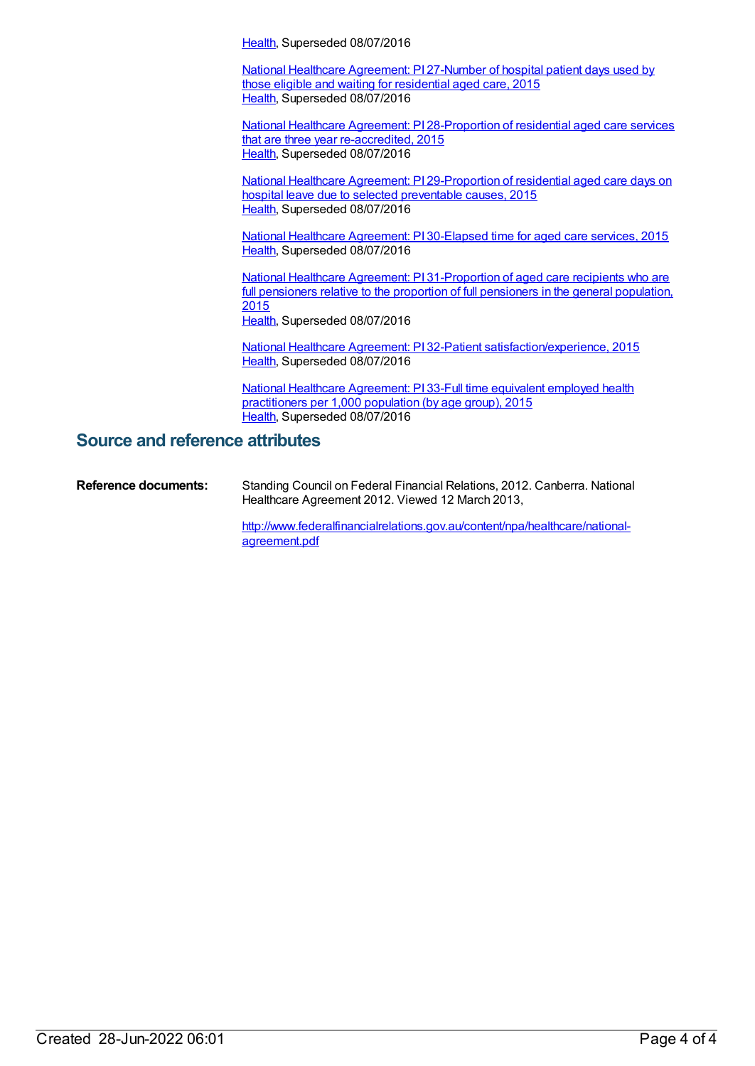Health, Superseded 08/07/2016

National Healthcare Agreement: PI 27-Number of hospital patient days used by those eligible and waiting for residential aged care, 2015
Health, Superseded 08/07/2016

National Healthcare Agreement: PI 28-Proportion of residential aged care services that are three year re-accredited, 2015
Health, Superseded 08/07/2016

National Healthcare Agreement: PI 29-Proportion of residential aged care days on hospital leave due to selected preventable causes, 2015
Health, Superseded 08/07/2016

National Healthcare Agreement: PI 30-Elapsed time for aged care services, 2015
Health, Superseded 08/07/2016

National Healthcare Agreement: PI 31-Proportion of aged care recipients who are full pensioners relative to the proportion of full pensioners in the general population, 2015
Health, Superseded 08/07/2016

National Healthcare Agreement: PI 32-Patient satisfaction/experience, 2015
Health, Superseded 08/07/2016

National Healthcare Agreement: PI 33-Full time equivalent employed health practitioners per 1,000 population (by age group), 2015
Health, Superseded 08/07/2016

## Source and reference attributes

**Reference documents:** Standing Council on Federal Financial Relations, 2012. Canberra. National Healthcare Agreement 2012. Viewed 12 March 2013,

http://www.federalfinancialrelations.gov.au/content/npa/healthcare/national-agreement.pdf